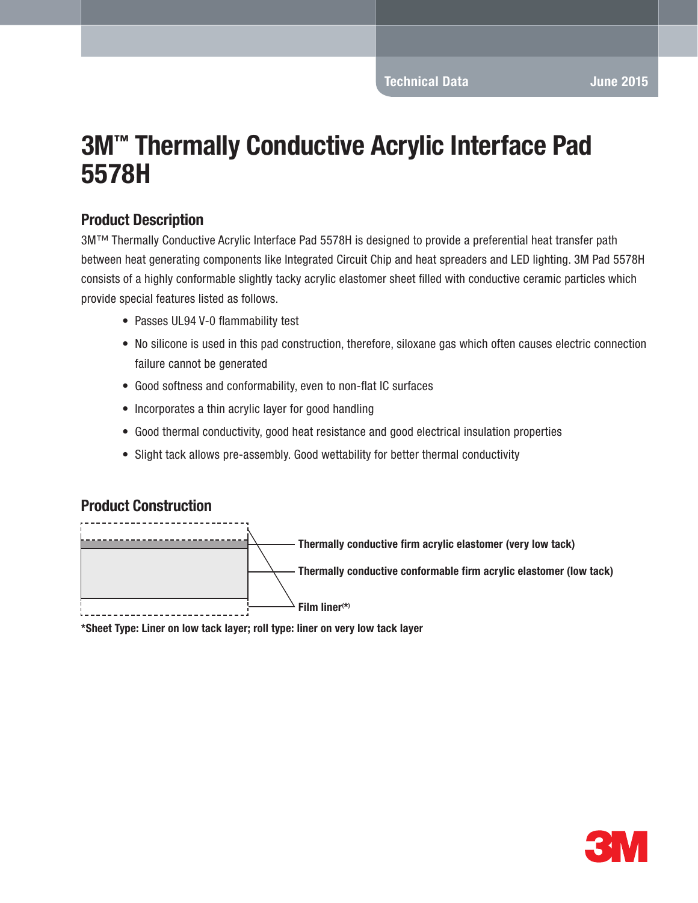# 3M™ Thermally Conductive Acrylic Interface Pad 5578H

## Product Description

3M™ Thermally Conductive Acrylic Interface Pad 5578H is designed to provide a preferential heat transfer path between heat generating components like Integrated Circuit Chip and heat spreaders and LED lighting. 3M Pad 5578H consists of a highly conformable slightly tacky acrylic elastomer sheet filled with conductive ceramic particles which provide special features listed as follows.

- Passes UL94 V-0 flammability test
- No silicone is used in this pad construction, therefore, siloxane gas which often causes electric connection failure cannot be generated
- Good softness and conformability, even to non-flat IC surfaces
- Incorporates a thin acrylic layer for good handling
- Good thermal conductivity, good heat resistance and good electrical insulation properties
- Slight tack allows pre-assembly. Good wettability for better thermal conductivity

## Product Construction

**Thermally conductive firm acrylic elastomer (very low tack)**

**Thermally conductive conformable firm acrylic elastomer (low tack)**

**Film liner(*)**

***Sheet Type: Liner on low tack layer; roll type: liner on very low tack layer**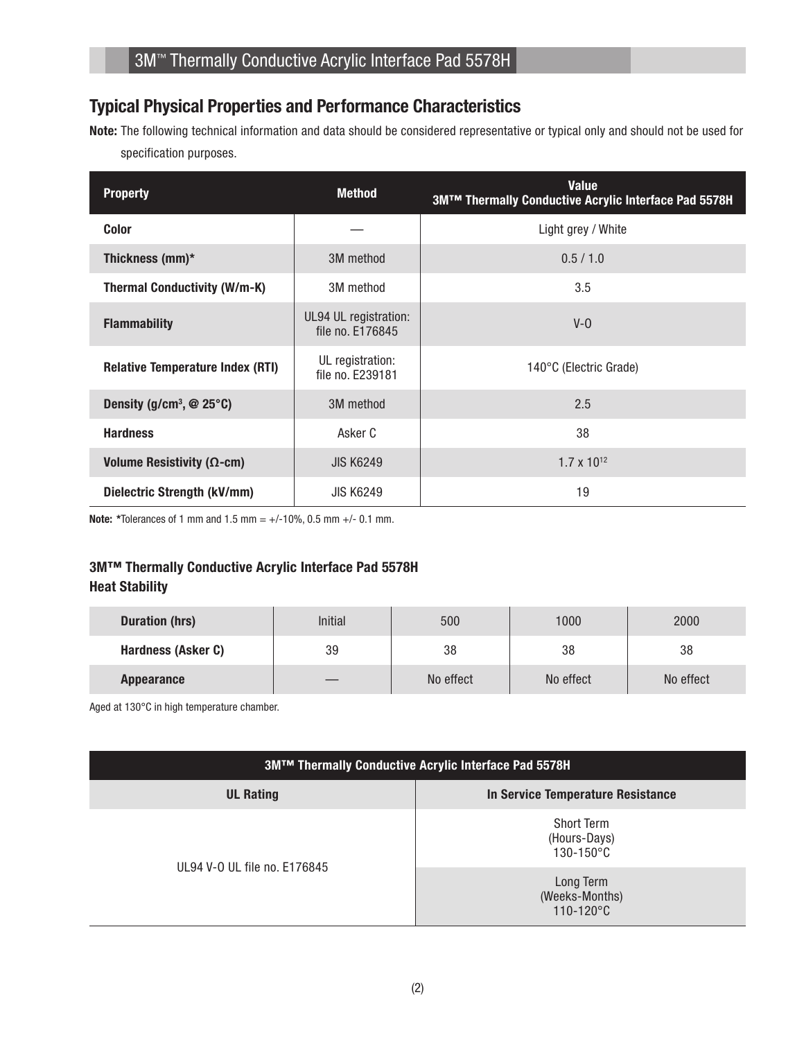## Typical Physical Properties and Performance Characteristics

**Note:** The following technical information and data should be considered representative or typical only and should not be used for specification purposes.

| Property | Method | Value 3M™ Thermally Conductive Acrylic Interface Pad 5578H |
|---|---|---|
| **Color** | — | Light grey / White |
| **Thickness (mm)*** | 3M method | 0.5 / 1.0 |
| **Thermal Conductivity (W/m-K)** | 3M method | 3.5 |
| **Flammability** | UL94 UL registration: file no. E176845 | V-0 |
| **Relative Temperature Index (RTI)** | UL registration: file no. E239181 | 140°C (Electric Grade) |
| **Density ($g/cm^3$, @ 25°C)** | 3M method | 2.5 |
| **Hardness** | Asker C | 38 |
| **Volume Resistivity (Ω-cm)** | JIS K6249 | $1.7 \times 10^{12}$ |
| **Dielectric Strength (kV/mm)** | JIS K6249 | 19 |

**Note:** *Tolerances of 1 mm and 1.5 mm = +/-10%, 0.5 mm +/- 0.1 mm.

### 3M™ Thermally Conductive Acrylic Interface Pad 5578H
### Heat Stability

| **Duration (hrs)** | Initial | 500 | 1000 | 2000 |
|---|---|---|---|---|
| **Hardness (Asker C)** | 39 | 38 | 38 | 38 |
| **Appearance** | — | No effect | No effect | No effect |

Aged at 130°C in high temperature chamber.

| 3M™ Thermally Conductive Acrylic Interface Pad 5578H | |
|---|---|
| **UL Rating** | **In Service Temperature Resistance** |
| UL94 V-0 UL file no. E176845 | Short Term (Hours-Days) 130-150°C |
| | Long Term (Weeks-Months) 110-120°C |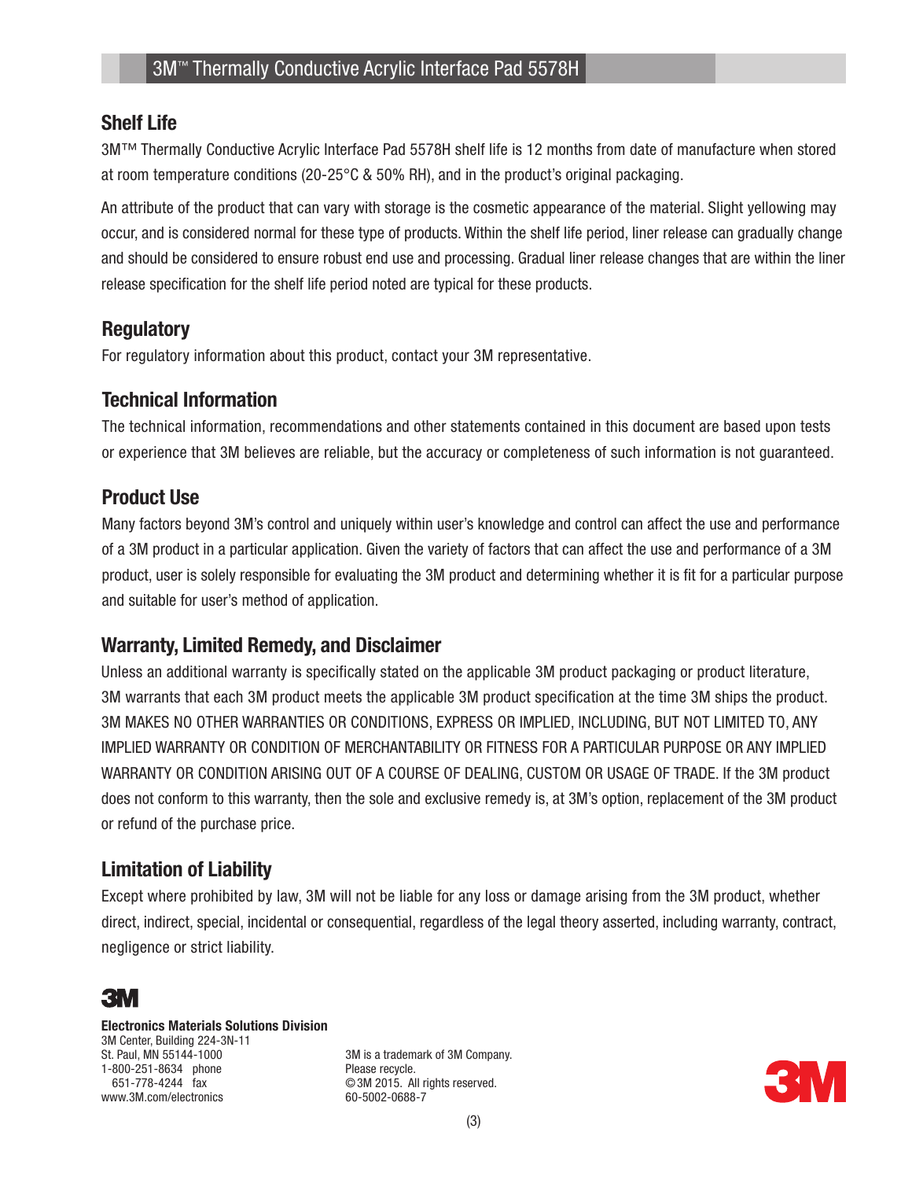## Shelf Life

3M™ Thermally Conductive Acrylic Interface Pad 5578H shelf life is 12 months from date of manufacture when stored at room temperature conditions (20-25°C & 50% RH), and in the product's original packaging.

An attribute of the product that can vary with storage is the cosmetic appearance of the material. Slight yellowing may occur, and is considered normal for these type of products. Within the shelf life period, liner release can gradually change and should be considered to ensure robust end use and processing. Gradual liner release changes that are within the liner release specification for the shelf life period noted are typical for these products.

## Regulatory

For regulatory information about this product, contact your 3M representative.

## Technical Information

The technical information, recommendations and other statements contained in this document are based upon tests or experience that 3M believes are reliable, but the accuracy or completeness of such information is not guaranteed.

## Product Use

Many factors beyond 3M's control and uniquely within user's knowledge and control can affect the use and performance of a 3M product in a particular application. Given the variety of factors that can affect the use and performance of a 3M product, user is solely responsible for evaluating the 3M product and determining whether it is fit for a particular purpose and suitable for user's method of application.

## Warranty, Limited Remedy, and Disclaimer

Unless an additional warranty is specifically stated on the applicable 3M product packaging or product literature, 3M warrants that each 3M product meets the applicable 3M product specification at the time 3M ships the product. 3M MAKES NO OTHER WARRANTIES OR CONDITIONS, EXPRESS OR IMPLIED, INCLUDING, BUT NOT LIMITED TO, ANY IMPLIED WARRANTY OR CONDITION OF MERCHANTABILITY OR FITNESS FOR A PARTICULAR PURPOSE OR ANY IMPLIED WARRANTY OR CONDITION ARISING OUT OF A COURSE OF DEALING, CUSTOM OR USAGE OF TRADE. If the 3M product does not conform to this warranty, then the sole and exclusive remedy is, at 3M's option, replacement of the 3M product or refund of the purchase price.

## Limitation of Liability

Except where prohibited by law, 3M will not be liable for any loss or damage arising from the 3M product, whether direct, indirect, special, incidental or consequential, regardless of the legal theory asserted, including warranty, contract, negligence or strict liability.

3M

**Electronics Materials Solutions Division**
3M Center, Building 224-3N-11
St. Paul, MN 55144-1000
1-800-251-8634 phone
651-778-4244 fax
www.3M.com/electronics

3M is a trademark of 3M Company.
Please recycle.
© 3M 2015. All rights reserved.
60-5002-0688-7